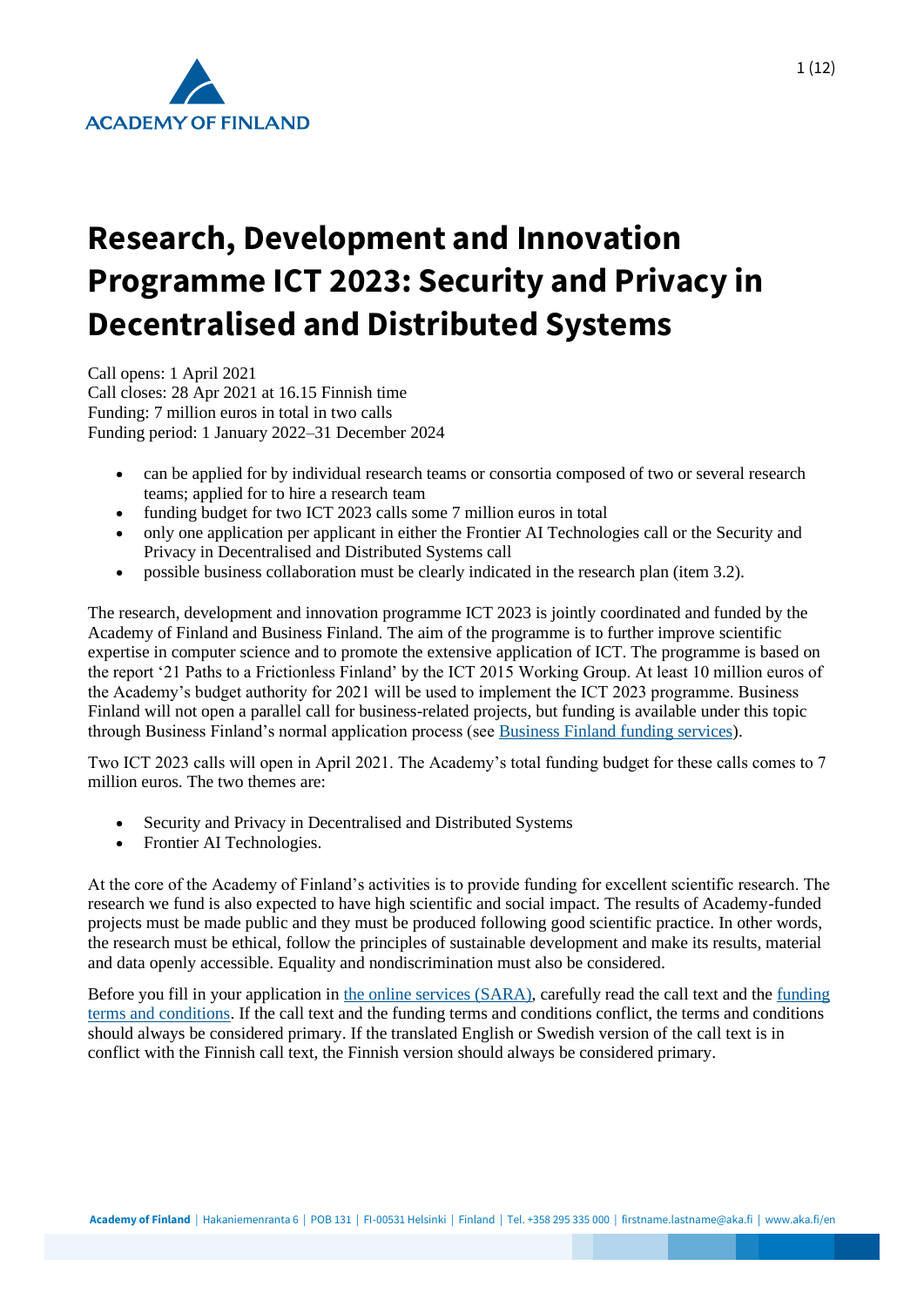# Research, Development and Innovation Programme ICT 2023: Security and Privacy in Decentralised and Distributed Systems

Call opens: 1 April 2021
Call closes: 28 Apr 2021 at 16.15 Finnish time
Funding: 7 million euros in total in two calls
Funding period: 1 January 2022–31 December 2024

- can be applied for by individual research teams or consortia composed of two or several research teams; applied for to hire a research team
- funding budget for two ICT 2023 calls some 7 million euros in total
- only one application per applicant in either the Frontier AI Technologies call or the Security and Privacy in Decentralised and Distributed Systems call
- possible business collaboration must be clearly indicated in the research plan (item 3.2).

The research, development and innovation programme ICT 2023 is jointly coordinated and funded by the Academy of Finland and Business Finland. The aim of the programme is to further improve scientific expertise in computer science and to promote the extensive application of ICT. The programme is based on the report '21 Paths to a Frictionless Finland' by the ICT 2015 Working Group. At least 10 million euros of the Academy's budget authority for 2021 will be used to implement the ICT 2023 programme. Business Finland will not open a parallel call for business-related projects, but funding is available under this topic through Business Finland's normal application process (see Business Finland funding services).

Two ICT 2023 calls will open in April 2021. The Academy's total funding budget for these calls comes to 7 million euros. The two themes are:

- Security and Privacy in Decentralised and Distributed Systems
- Frontier AI Technologies.

At the core of the Academy of Finland's activities is to provide funding for excellent scientific research. The research we fund is also expected to have high scientific and social impact. The results of Academy-funded projects must be made public and they must be produced following good scientific practice. In other words, the research must be ethical, follow the principles of sustainable development and make its results, material and data openly accessible. Equality and nondiscrimination must also be considered.

Before you fill in your application in the online services (SARA), carefully read the call text and the funding terms and conditions. If the call text and the funding terms and conditions conflict, the terms and conditions should always be considered primary. If the translated English or Swedish version of the call text is in conflict with the Finnish call text, the Finnish version should always be considered primary.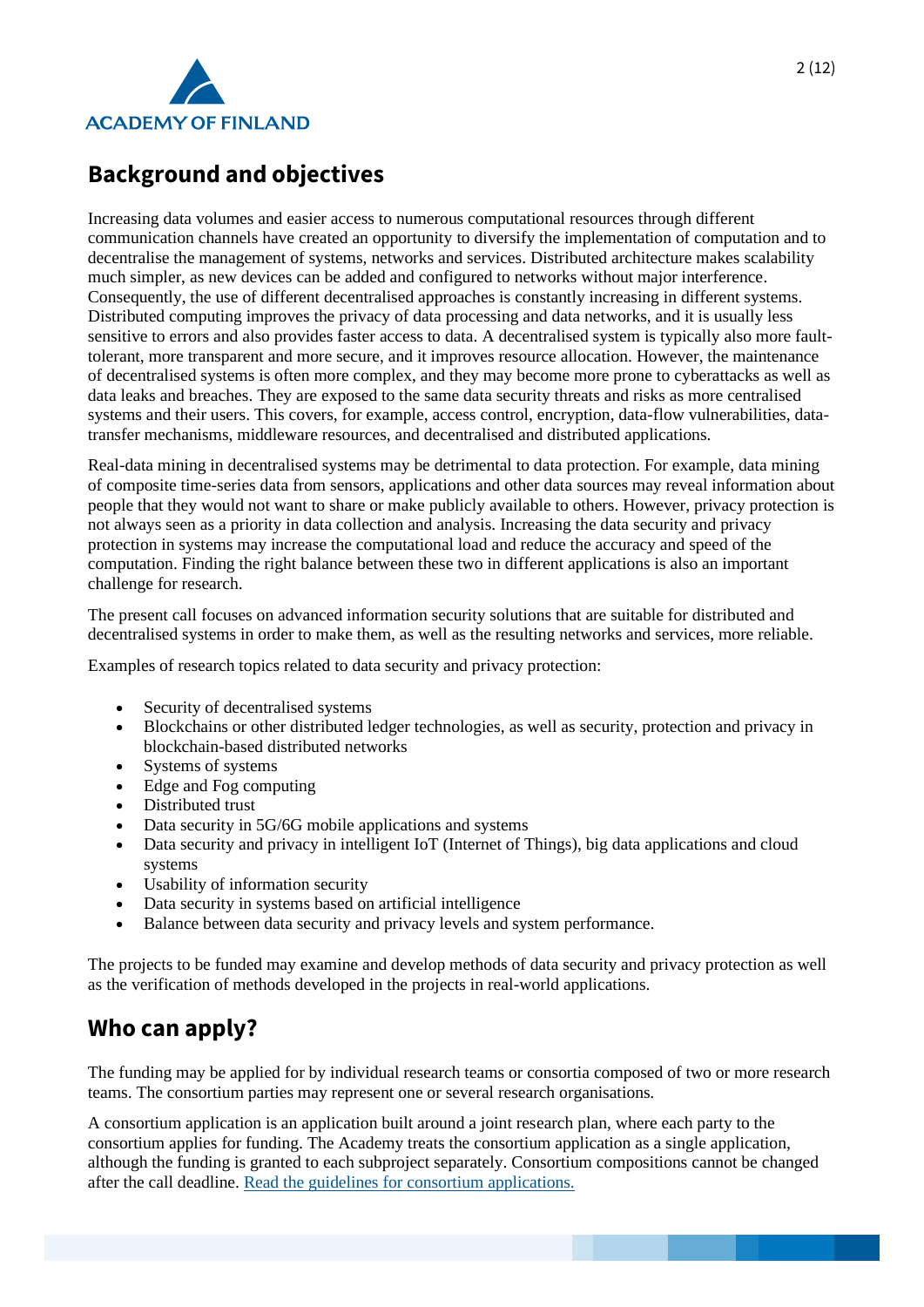## Background and objectives

Increasing data volumes and easier access to numerous computational resources through different communication channels have created an opportunity to diversify the implementation of computation and to decentralise the management of systems, networks and services. Distributed architecture makes scalability much simpler, as new devices can be added and configured to networks without major interference. Consequently, the use of different decentralised approaches is constantly increasing in different systems. Distributed computing improves the privacy of data processing and data networks, and it is usually less sensitive to errors and also provides faster access to data. A decentralised system is typically also more fault-tolerant, more transparent and more secure, and it improves resource allocation. However, the maintenance of decentralised systems is often more complex, and they may become more prone to cyberattacks as well as data leaks and breaches. They are exposed to the same data security threats and risks as more centralised systems and their users. This covers, for example, access control, encryption, data-flow vulnerabilities, data-transfer mechanisms, middleware resources, and decentralised and distributed applications.

Real-data mining in decentralised systems may be detrimental to data protection. For example, data mining of composite time-series data from sensors, applications and other data sources may reveal information about people that they would not want to share or make publicly available to others. However, privacy protection is not always seen as a priority in data collection and analysis. Increasing the data security and privacy protection in systems may increase the computational load and reduce the accuracy and speed of the computation. Finding the right balance between these two in different applications is also an important challenge for research.

The present call focuses on advanced information security solutions that are suitable for distributed and decentralised systems in order to make them, as well as the resulting networks and services, more reliable.

Examples of research topics related to data security and privacy protection:

- Security of decentralised systems
- Blockchains or other distributed ledger technologies, as well as security, protection and privacy in blockchain-based distributed networks
- Systems of systems
- Edge and Fog computing
- Distributed trust
- Data security in 5G/6G mobile applications and systems
- Data security and privacy in intelligent IoT (Internet of Things), big data applications and cloud systems
- Usability of information security
- Data security in systems based on artificial intelligence
- Balance between data security and privacy levels and system performance.

The projects to be funded may examine and develop methods of data security and privacy protection as well as the verification of methods developed in the projects in real-world applications.

## Who can apply?

The funding may be applied for by individual research teams or consortia composed of two or more research teams. The consortium parties may represent one or several research organisations.

A consortium application is an application built around a joint research plan, where each party to the consortium applies for funding. The Academy treats the consortium application as a single application, although the funding is granted to each subproject separately. Consortium compositions cannot be changed after the call deadline. [Read the guidelines for consortium applications.]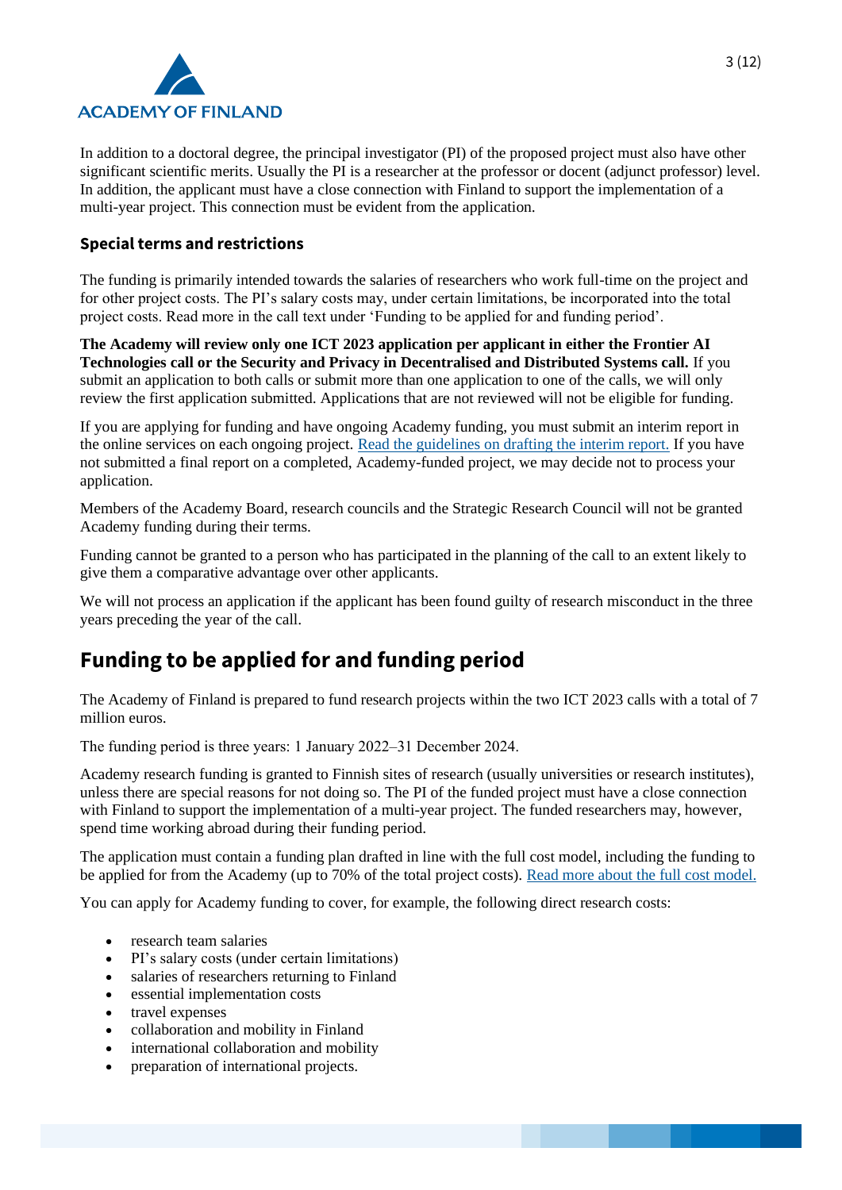In addition to a doctoral degree, the principal investigator (PI) of the proposed project must also have other significant scientific merits. Usually the PI is a researcher at the professor or docent (adjunct professor) level. In addition, the applicant must have a close connection with Finland to support the implementation of a multi-year project. This connection must be evident from the application.

### Special terms and restrictions

The funding is primarily intended towards the salaries of researchers who work full-time on the project and for other project costs. The PI's salary costs may, under certain limitations, be incorporated into the total project costs. Read more in the call text under 'Funding to be applied for and funding period'.

**The Academy will review only one ICT 2023 application per applicant in either the Frontier AI Technologies call or the Security and Privacy in Decentralised and Distributed Systems call.** If you submit an application to both calls or submit more than one application to one of the calls, we will only review the first application submitted. Applications that are not reviewed will not be eligible for funding.

If you are applying for funding and have ongoing Academy funding, you must submit an interim report in the online services on each ongoing project. [Read the guidelines on drafting the interim report.]() If you have not submitted a final report on a completed, Academy-funded project, we may decide not to process your application.

Members of the Academy Board, research councils and the Strategic Research Council will not be granted Academy funding during their terms.

Funding cannot be granted to a person who has participated in the planning of the call to an extent likely to give them a comparative advantage over other applicants.

We will not process an application if the applicant has been found guilty of research misconduct in the three years preceding the year of the call.

## Funding to be applied for and funding period

The Academy of Finland is prepared to fund research projects within the two ICT 2023 calls with a total of 7 million euros.

The funding period is three years: 1 January 2022–31 December 2024.

Academy research funding is granted to Finnish sites of research (usually universities or research institutes), unless there are special reasons for not doing so. The PI of the funded project must have a close connection with Finland to support the implementation of a multi-year project. The funded researchers may, however, spend time working abroad during their funding period.

The application must contain a funding plan drafted in line with the full cost model, including the funding to be applied for from the Academy (up to 70% of the total project costs). [Read more about the full cost model.]()

You can apply for Academy funding to cover, for example, the following direct research costs:

- research team salaries
- PI's salary costs (under certain limitations)
- salaries of researchers returning to Finland
- essential implementation costs
- travel expenses
- collaboration and mobility in Finland
- international collaboration and mobility
- preparation of international projects.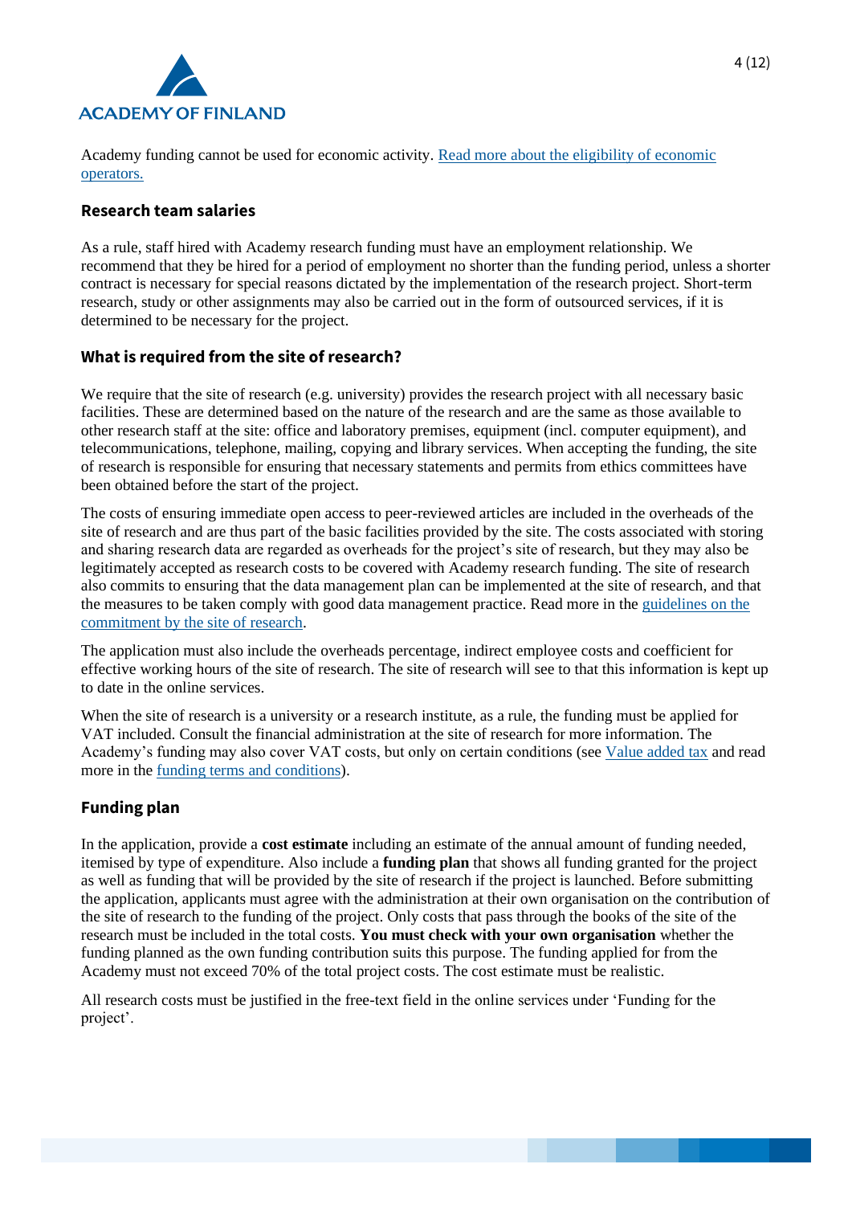Academy funding cannot be used for economic activity. [Read more about the eligibility of economic operators.](#)

## Research team salaries

As a rule, staff hired with Academy research funding must have an employment relationship. We recommend that they be hired for a period of employment no shorter than the funding period, unless a shorter contract is necessary for special reasons dictated by the implementation of the research project. Short-term research, study or other assignments may also be carried out in the form of outsourced services, if it is determined to be necessary for the project.

## What is required from the site of research?

We require that the site of research (e.g. university) provides the research project with all necessary basic facilities. These are determined based on the nature of the research and are the same as those available to other research staff at the site: office and laboratory premises, equipment (incl. computer equipment), and telecommunications, telephone, mailing, copying and library services. When accepting the funding, the site of research is responsible for ensuring that necessary statements and permits from ethics committees have been obtained before the start of the project.

The costs of ensuring immediate open access to peer-reviewed articles are included in the overheads of the site of research and are thus part of the basic facilities provided by the site. The costs associated with storing and sharing research data are regarded as overheads for the project's site of research, but they may also be legitimately accepted as research costs to be covered with Academy research funding. The site of research also commits to ensuring that the data management plan can be implemented at the site of research, and that the measures to be taken comply with good data management practice. Read more in the [guidelines on the commitment by the site of research](#).

The application must also include the overheads percentage, indirect employee costs and coefficient for effective working hours of the site of research. The site of research will see to that this information is kept up to date in the online services.

When the site of research is a university or a research institute, as a rule, the funding must be applied for VAT included. Consult the financial administration at the site of research for more information. The Academy's funding may also cover VAT costs, but only on certain conditions (see [Value added tax](#) and read more in the [funding terms and conditions](#)).

## Funding plan

In the application, provide a **cost estimate** including an estimate of the annual amount of funding needed, itemised by type of expenditure. Also include a **funding plan** that shows all funding granted for the project as well as funding that will be provided by the site of research if the project is launched. Before submitting the application, applicants must agree with the administration at their own organisation on the contribution of the site of research to the funding of the project. Only costs that pass through the books of the site of the research must be included in the total costs. **You must check with your own organisation** whether the funding planned as the own funding contribution suits this purpose. The funding applied for from the Academy must not exceed 70% of the total project costs. The cost estimate must be realistic.

All research costs must be justified in the free-text field in the online services under 'Funding for the project'.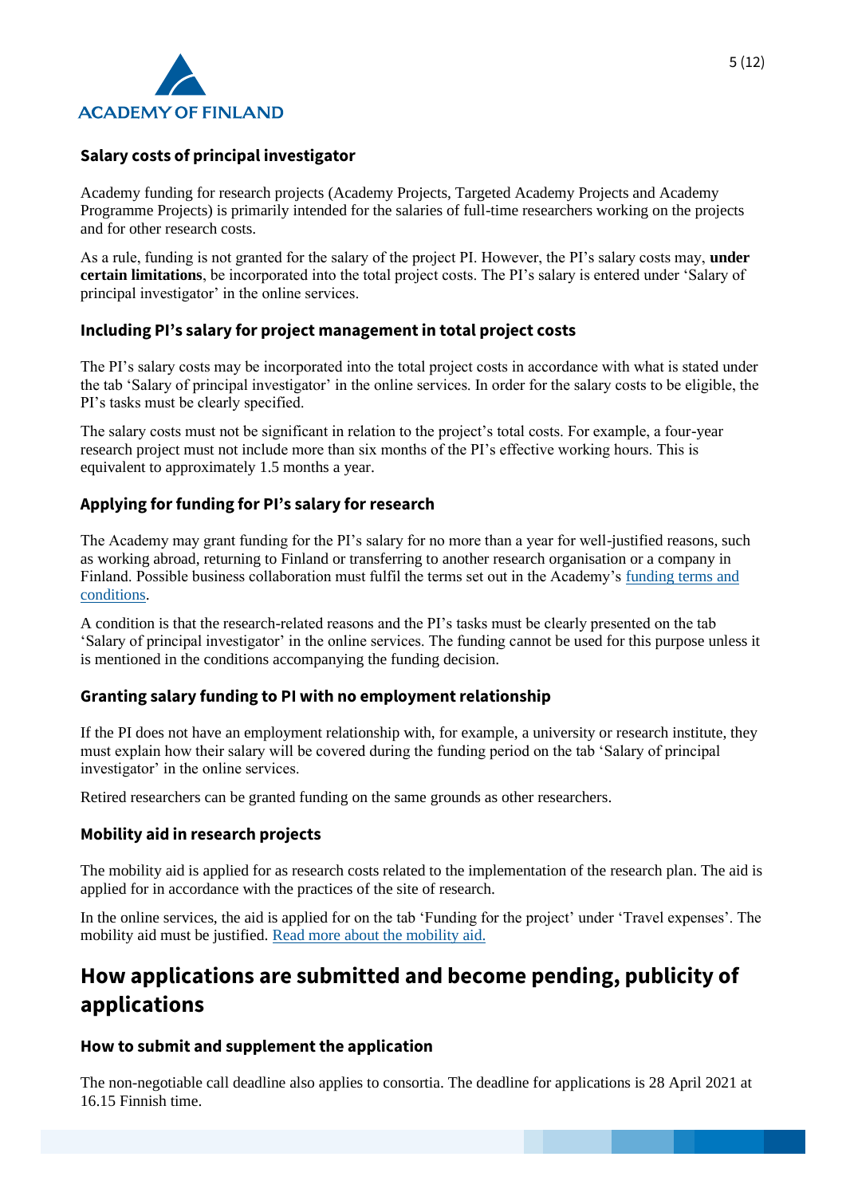### Salary costs of principal investigator

Academy funding for research projects (Academy Projects, Targeted Academy Projects and Academy Programme Projects) is primarily intended for the salaries of full-time researchers working on the projects and for other research costs.

As a rule, funding is not granted for the salary of the project PI. However, the PI's salary costs may, **under certain limitations**, be incorporated into the total project costs. The PI's salary is entered under 'Salary of principal investigator' in the online services.

### Including PI's salary for project management in total project costs

The PI's salary costs may be incorporated into the total project costs in accordance with what is stated under the tab 'Salary of principal investigator' in the online services. In order for the salary costs to be eligible, the PI's tasks must be clearly specified.

The salary costs must not be significant in relation to the project's total costs. For example, a four-year research project must not include more than six months of the PI's effective working hours. This is equivalent to approximately 1.5 months a year.

### Applying for funding for PI's salary for research

The Academy may grant funding for the PI's salary for no more than a year for well-justified reasons, such as working abroad, returning to Finland or transferring to another research organisation or a company in Finland. Possible business collaboration must fulfil the terms set out in the Academy's funding terms and conditions.

A condition is that the research-related reasons and the PI's tasks must be clearly presented on the tab 'Salary of principal investigator' in the online services. The funding cannot be used for this purpose unless it is mentioned in the conditions accompanying the funding decision.

### Granting salary funding to PI with no employment relationship

If the PI does not have an employment relationship with, for example, a university or research institute, they must explain how their salary will be covered during the funding period on the tab 'Salary of principal investigator' in the online services.

Retired researchers can be granted funding on the same grounds as other researchers.

### Mobility aid in research projects

The mobility aid is applied for as research costs related to the implementation of the research plan. The aid is applied for in accordance with the practices of the site of research.

In the online services, the aid is applied for on the tab 'Funding for the project' under 'Travel expenses'. The mobility aid must be justified. Read more about the mobility aid.

## How applications are submitted and become pending, publicity of applications

### How to submit and supplement the application

The non-negotiable call deadline also applies to consortia. The deadline for applications is 28 April 2021 at 16.15 Finnish time.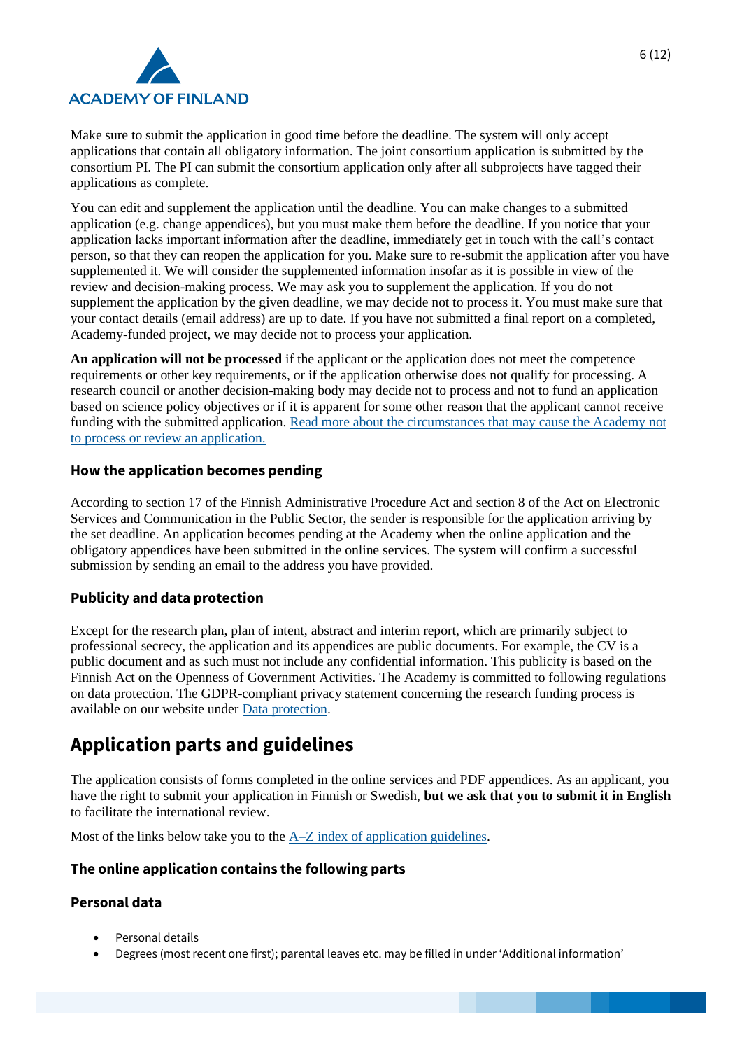Make sure to submit the application in good time before the deadline. The system will only accept applications that contain all obligatory information. The joint consortium application is submitted by the consortium PI. The PI can submit the consortium application only after all subprojects have tagged their applications as complete.

You can edit and supplement the application until the deadline. You can make changes to a submitted application (e.g. change appendices), but you must make them before the deadline. If you notice that your application lacks important information after the deadline, immediately get in touch with the call's contact person, so that they can reopen the application for you. Make sure to re-submit the application after you have supplemented it. We will consider the supplemented information insofar as it is possible in view of the review and decision-making process. We may ask you to supplement the application. If you do not supplement the application by the given deadline, we may decide not to process it. You must make sure that your contact details (email address) are up to date. If you have not submitted a final report on a completed, Academy-funded project, we may decide not to process your application.

**An application will not be processed** if the applicant or the application does not meet the competence requirements or other key requirements, or if the application otherwise does not qualify for processing. A research council or another decision-making body may decide not to process and not to fund an application based on science policy objectives or if it is apparent for some other reason that the applicant cannot receive funding with the submitted application. Read more about the circumstances that may cause the Academy not to process or review an application.

### How the application becomes pending

According to section 17 of the Finnish Administrative Procedure Act and section 8 of the Act on Electronic Services and Communication in the Public Sector, the sender is responsible for the application arriving by the set deadline. An application becomes pending at the Academy when the online application and the obligatory appendices have been submitted in the online services. The system will confirm a successful submission by sending an email to the address you have provided.

### Publicity and data protection

Except for the research plan, plan of intent, abstract and interim report, which are primarily subject to professional secrecy, the application and its appendices are public documents. For example, the CV is a public document and as such must not include any confidential information. This publicity is based on the Finnish Act on the Openness of Government Activities. The Academy is committed to following regulations on data protection. The GDPR-compliant privacy statement concerning the research funding process is available on our website under Data protection.

## Application parts and guidelines

The application consists of forms completed in the online services and PDF appendices. As an applicant, you have the right to submit your application in Finnish or Swedish, **but we ask that you to submit it in English** to facilitate the international review.

Most of the links below take you to the A–Z index of application guidelines.

### The online application contains the following parts

### Personal data

- Personal details
- Degrees (most recent one first); parental leaves etc. may be filled in under 'Additional information'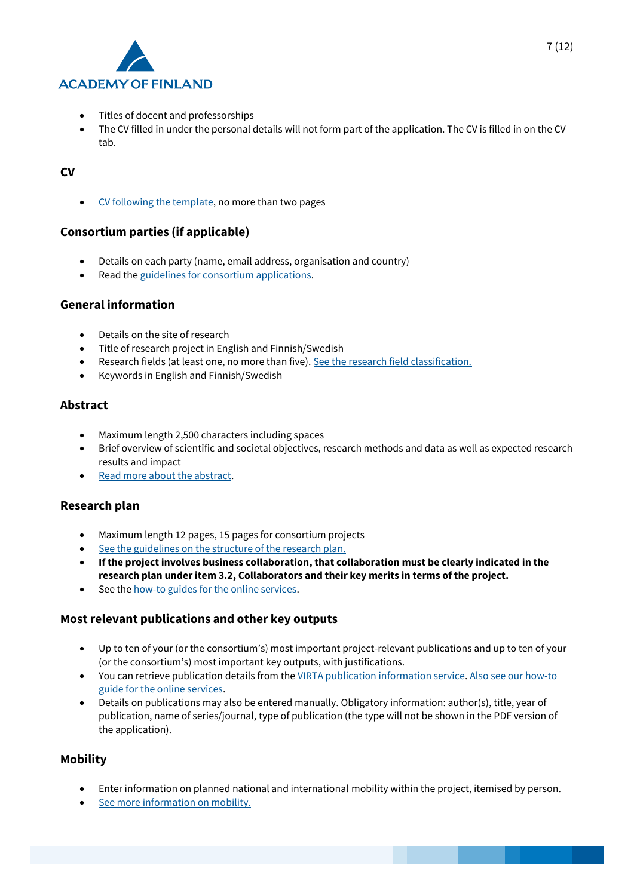- Titles of docent and professorships
- The CV filled in under the personal details will not form part of the application. The CV is filled in on the CV tab.

### CV

- CV following the template, no more than two pages

### Consortium parties (if applicable)

- Details on each party (name, email address, organisation and country)
- Read the guidelines for consortium applications.

### General information

- Details on the site of research
- Title of research project in English and Finnish/Swedish
- Research fields (at least one, no more than five). See the research field classification.
- Keywords in English and Finnish/Swedish

### Abstract

- Maximum length 2,500 characters including spaces
- Brief overview of scientific and societal objectives, research methods and data as well as expected research results and impact
- Read more about the abstract.

### Research plan

- Maximum length 12 pages, 15 pages for consortium projects
- See the guidelines on the structure of the research plan.
- **If the project involves business collaboration, that collaboration must be clearly indicated in the research plan under item 3.2, Collaborators and their key merits in terms of the project.**
- See the how-to guides for the online services.

### Most relevant publications and other key outputs

- Up to ten of your (or the consortium's) most important project-relevant publications and up to ten of your (or the consortium's) most important key outputs, with justifications.
- You can retrieve publication details from the VIRTA publication information service. Also see our how-to guide for the online services.
- Details on publications may also be entered manually. Obligatory information: author(s), title, year of publication, name of series/journal, type of publication (the type will not be shown in the PDF version of the application).

### Mobility

- Enter information on planned national and international mobility within the project, itemised by person.
- See more information on mobility.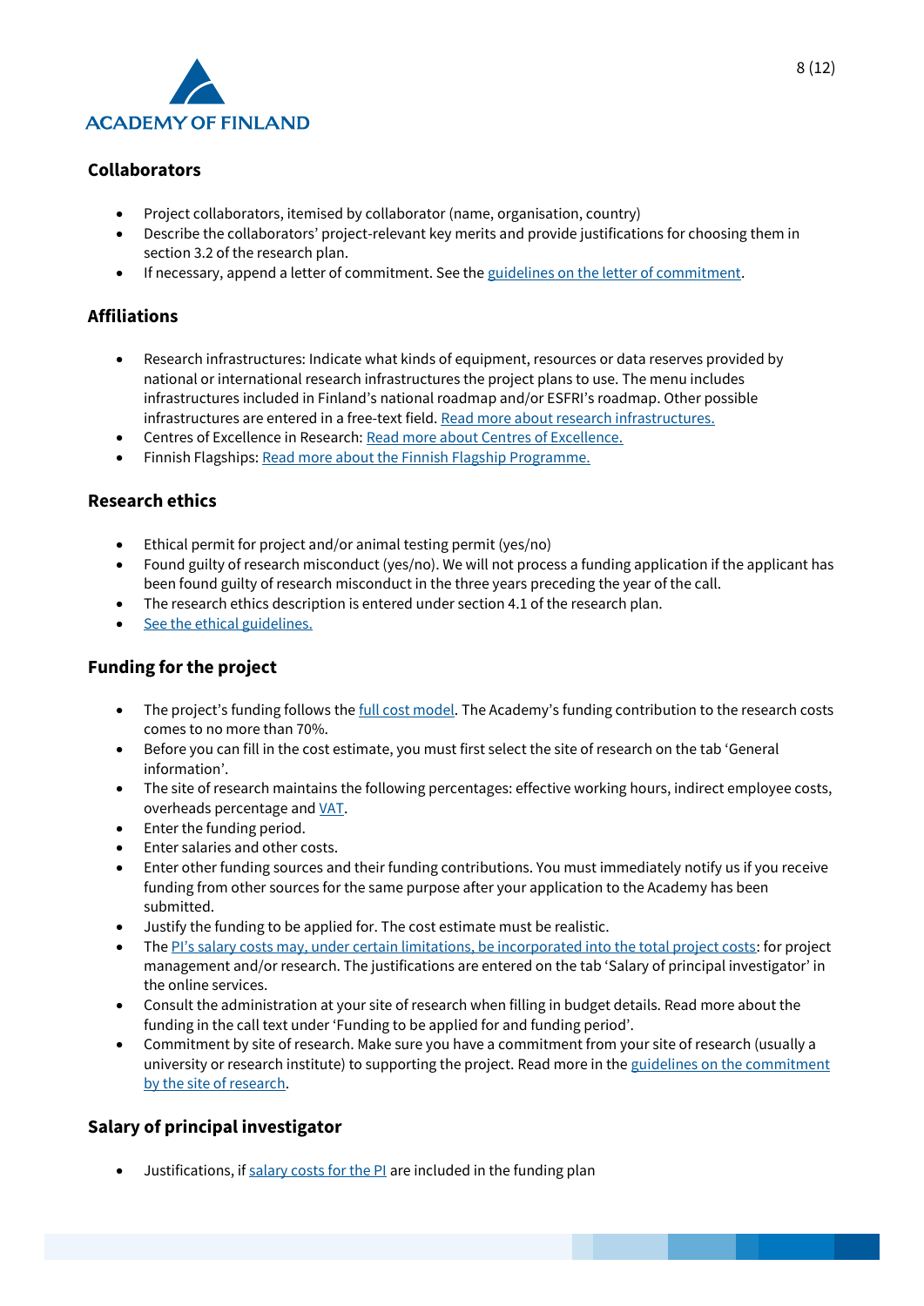## Collaborators

- Project collaborators, itemised by collaborator (name, organisation, country)
- Describe the collaborators' project-relevant key merits and provide justifications for choosing them in section 3.2 of the research plan.
- If necessary, append a letter of commitment. See the guidelines on the letter of commitment.

## Affiliations

- Research infrastructures: Indicate what kinds of equipment, resources or data reserves provided by national or international research infrastructures the project plans to use. The menu includes infrastructures included in Finland's national roadmap and/or ESFRI's roadmap. Other possible infrastructures are entered in a free-text field. Read more about research infrastructures.
- Centres of Excellence in Research: Read more about Centres of Excellence.
- Finnish Flagships: Read more about the Finnish Flagship Programme.

## Research ethics

- Ethical permit for project and/or animal testing permit (yes/no)
- Found guilty of research misconduct (yes/no). We will not process a funding application if the applicant has been found guilty of research misconduct in the three years preceding the year of the call.
- The research ethics description is entered under section 4.1 of the research plan.
- See the ethical guidelines.

## Funding for the project

- The project's funding follows the full cost model. The Academy's funding contribution to the research costs comes to no more than 70%.
- Before you can fill in the cost estimate, you must first select the site of research on the tab 'General information'.
- The site of research maintains the following percentages: effective working hours, indirect employee costs, overheads percentage and VAT.
- Enter the funding period.
- Enter salaries and other costs.
- Enter other funding sources and their funding contributions. You must immediately notify us if you receive funding from other sources for the same purpose after your application to the Academy has been submitted.
- Justify the funding to be applied for. The cost estimate must be realistic.
- The PI's salary costs may, under certain limitations, be incorporated into the total project costs: for project management and/or research. The justifications are entered on the tab 'Salary of principal investigator' in the online services.
- Consult the administration at your site of research when filling in budget details. Read more about the funding in the call text under 'Funding to be applied for and funding period'.
- Commitment by site of research. Make sure you have a commitment from your site of research (usually a university or research institute) to supporting the project. Read more in the guidelines on the commitment by the site of research.

## Salary of principal investigator

- Justifications, if salary costs for the PI are included in the funding plan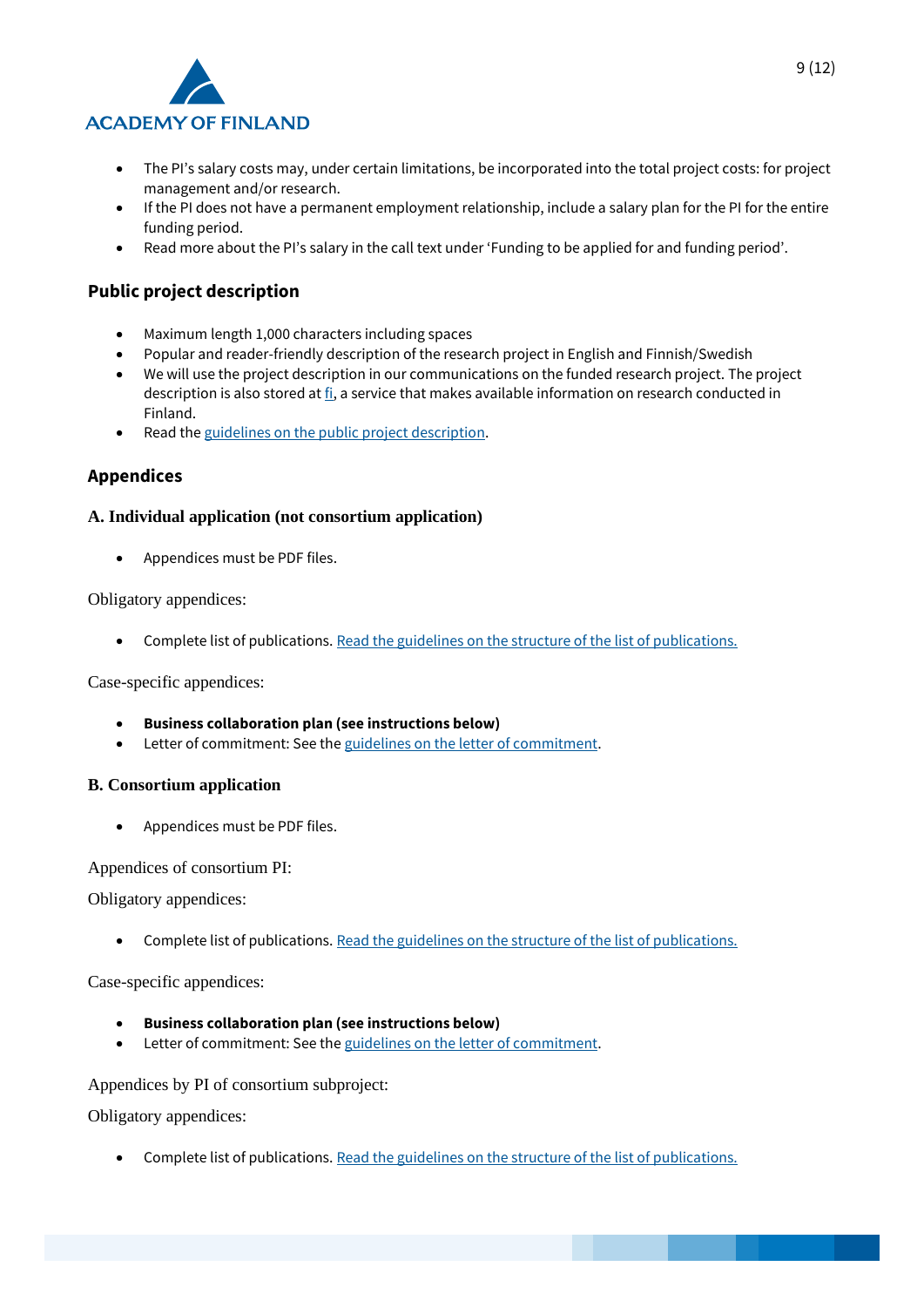- The PI's salary costs may, under certain limitations, be incorporated into the total project costs: for project management and/or research.
- If the PI does not have a permanent employment relationship, include a salary plan for the PI for the entire funding period.
- Read more about the PI's salary in the call text under 'Funding to be applied for and funding period'.

## Public project description

- Maximum length 1,000 characters including spaces
- Popular and reader-friendly description of the research project in English and Finnish/Swedish
- We will use the project description in our communications on the funded research project. The project description is also stored at fi, a service that makes available information on research conducted in Finland.
- Read the guidelines on the public project description.

## Appendices

### A. Individual application (not consortium application)

- Appendices must be PDF files.

Obligatory appendices:

- Complete list of publications. Read the guidelines on the structure of the list of publications.

Case-specific appendices:

- **Business collaboration plan (see instructions below)**
- Letter of commitment: See the guidelines on the letter of commitment.

### B. Consortium application

- Appendices must be PDF files.

Appendices of consortium PI:

Obligatory appendices:

- Complete list of publications. Read the guidelines on the structure of the list of publications.

Case-specific appendices:

- **Business collaboration plan (see instructions below)**
- Letter of commitment: See the guidelines on the letter of commitment.

Appendices by PI of consortium subproject:

Obligatory appendices:

- Complete list of publications. Read the guidelines on the structure of the list of publications.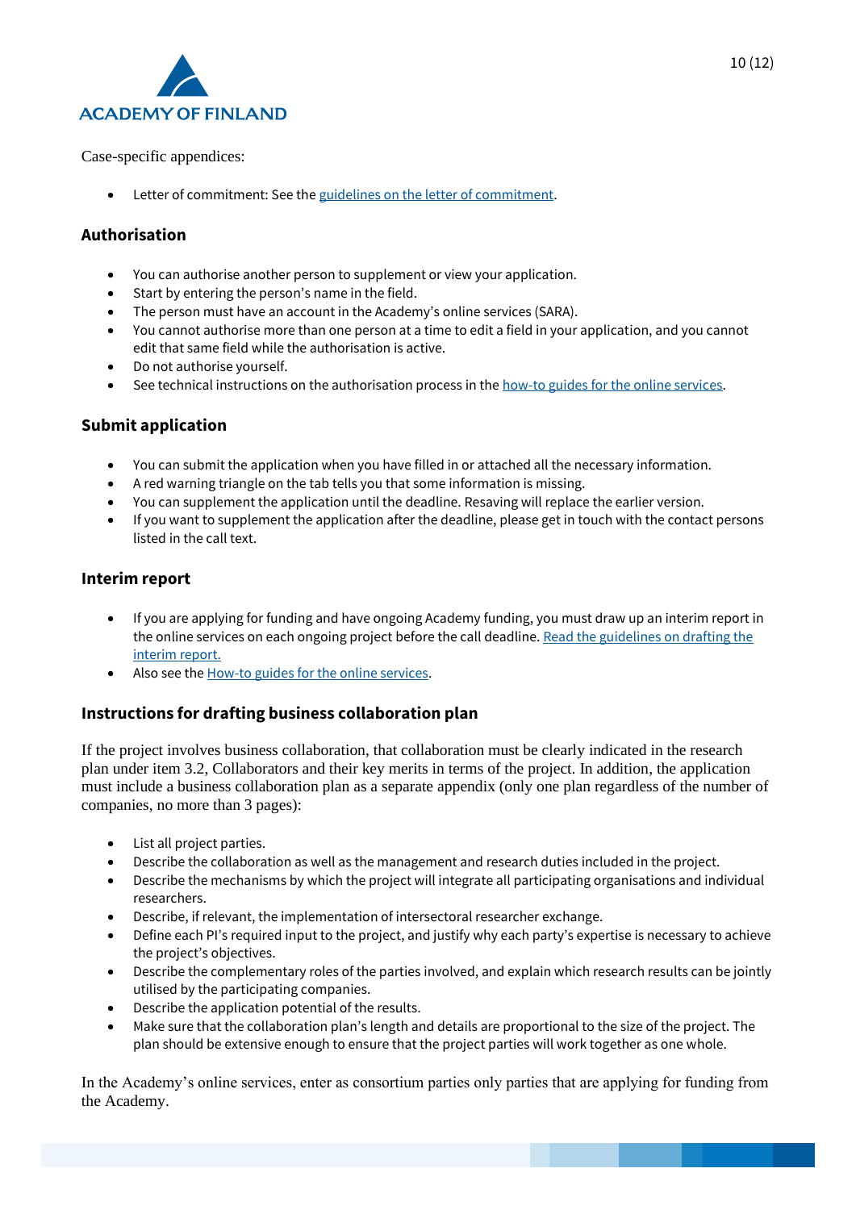Case-specific appendices:

- Letter of commitment: See the guidelines on the letter of commitment.

### Authorisation

- You can authorise another person to supplement or view your application.
- Start by entering the person's name in the field.
- The person must have an account in the Academy's online services (SARA).
- You cannot authorise more than one person at a time to edit a field in your application, and you cannot edit that same field while the authorisation is active.
- Do not authorise yourself.
- See technical instructions on the authorisation process in the how-to guides for the online services.

### Submit application

- You can submit the application when you have filled in or attached all the necessary information.
- A red warning triangle on the tab tells you that some information is missing.
- You can supplement the application until the deadline. Resaving will replace the earlier version.
- If you want to supplement the application after the deadline, please get in touch with the contact persons listed in the call text.

### Interim report

- If you are applying for funding and have ongoing Academy funding, you must draw up an interim report in the online services on each ongoing project before the call deadline. Read the guidelines on drafting the interim report.
- Also see the How-to guides for the online services.

### Instructions for drafting business collaboration plan

If the project involves business collaboration, that collaboration must be clearly indicated in the research plan under item 3.2, Collaborators and their key merits in terms of the project. In addition, the application must include a business collaboration plan as a separate appendix (only one plan regardless of the number of companies, no more than 3 pages):

- List all project parties.
- Describe the collaboration as well as the management and research duties included in the project.
- Describe the mechanisms by which the project will integrate all participating organisations and individual researchers.
- Describe, if relevant, the implementation of intersectoral researcher exchange.
- Define each PI's required input to the project, and justify why each party's expertise is necessary to achieve the project's objectives.
- Describe the complementary roles of the parties involved, and explain which research results can be jointly utilised by the participating companies.
- Describe the application potential of the results.
- Make sure that the collaboration plan's length and details are proportional to the size of the project. The plan should be extensive enough to ensure that the project parties will work together as one whole.

In the Academy's online services, enter as consortium parties only parties that are applying for funding from the Academy.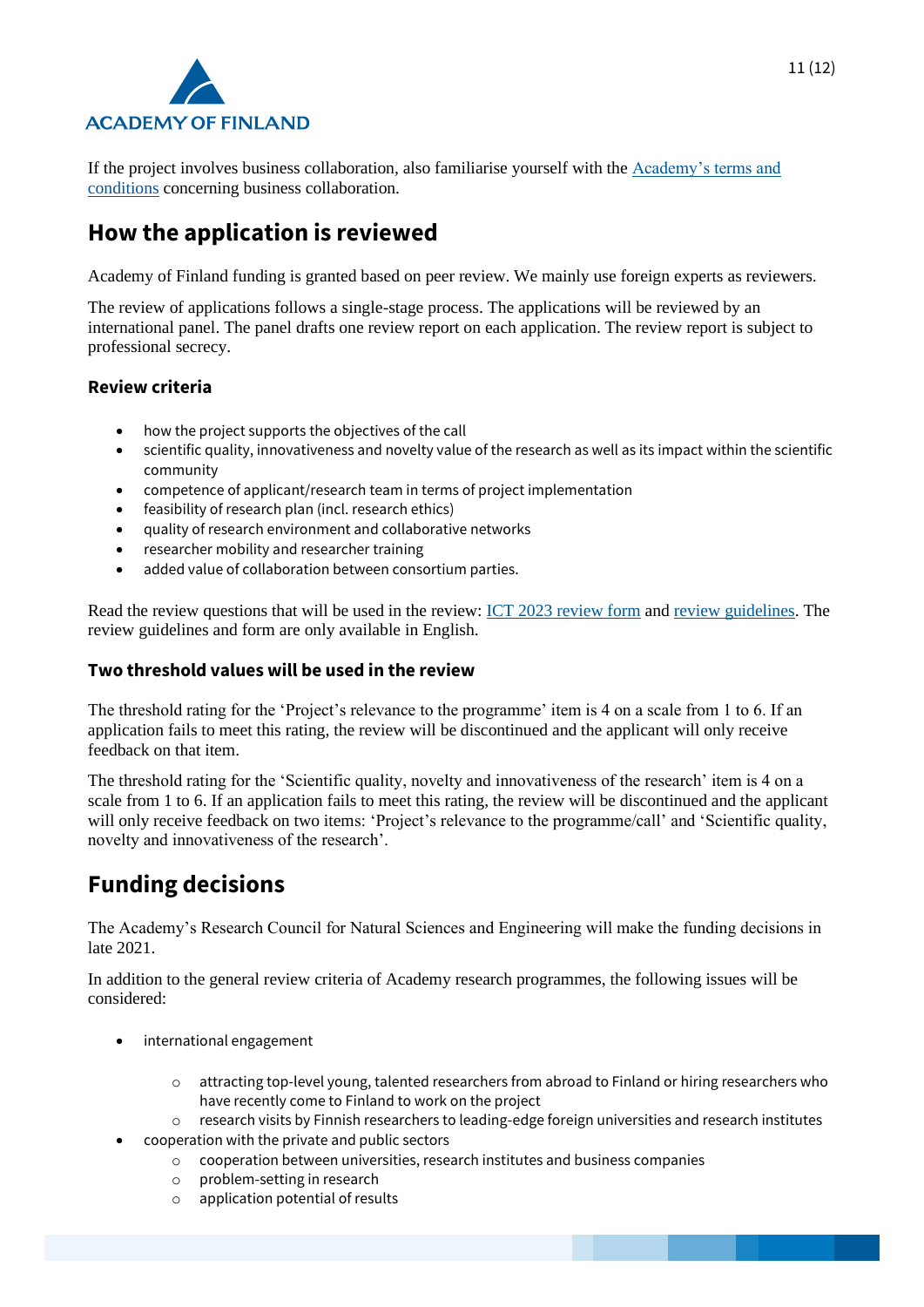If the project involves business collaboration, also familiarise yourself with the [Academy's terms and conditions](#) concerning business collaboration.

## How the application is reviewed

Academy of Finland funding is granted based on peer review. We mainly use foreign experts as reviewers.

The review of applications follows a single-stage process. The applications will be reviewed by an international panel. The panel drafts one review report on each application. The review report is subject to professional secrecy.

### Review criteria

- how the project supports the objectives of the call
- scientific quality, innovativeness and novelty value of the research as well as its impact within the scientific community
- competence of applicant/research team in terms of project implementation
- feasibility of research plan (incl. research ethics)
- quality of research environment and collaborative networks
- researcher mobility and researcher training
- added value of collaboration between consortium parties.

Read the review questions that will be used in the review: [ICT 2023 review form](#) and [review guidelines](#). The review guidelines and form are only available in English.

### Two threshold values will be used in the review

The threshold rating for the 'Project's relevance to the programme' item is 4 on a scale from 1 to 6. If an application fails to meet this rating, the review will be discontinued and the applicant will only receive feedback on that item.

The threshold rating for the 'Scientific quality, novelty and innovativeness of the research' item is 4 on a scale from 1 to 6. If an application fails to meet this rating, the review will be discontinued and the applicant will only receive feedback on two items: 'Project's relevance to the programme/call' and 'Scientific quality, novelty and innovativeness of the research'.

## Funding decisions

The Academy's Research Council for Natural Sciences and Engineering will make the funding decisions in late 2021.

In addition to the general review criteria of Academy research programmes, the following issues will be considered:

- international engagement
  - attracting top-level young, talented researchers from abroad to Finland or hiring researchers who have recently come to Finland to work on the project
  - research visits by Finnish researchers to leading-edge foreign universities and research institutes
- cooperation with the private and public sectors
  - cooperation between universities, research institutes and business companies
  - problem-setting in research
  - application potential of results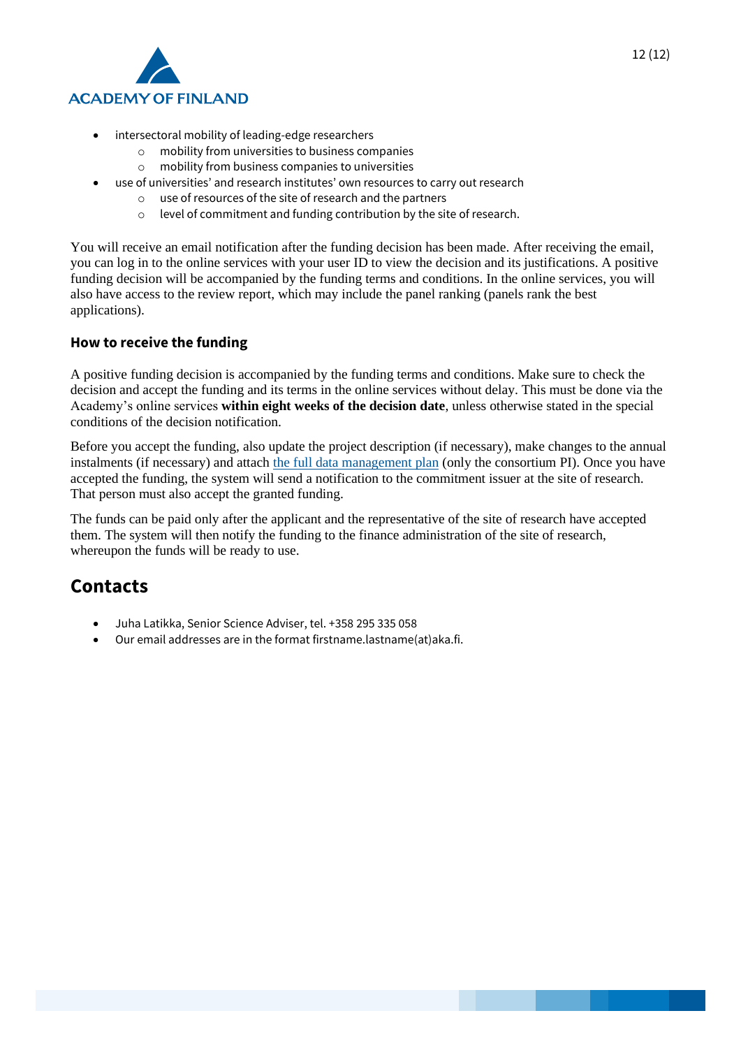- intersectoral mobility of leading-edge researchers
    - mobility from universities to business companies
    - mobility from business companies to universities
- use of universities' and research institutes' own resources to carry out research
    - use of resources of the site of research and the partners
    - level of commitment and funding contribution by the site of research.

You will receive an email notification after the funding decision has been made. After receiving the email, you can log in to the online services with your user ID to view the decision and its justifications. A positive funding decision will be accompanied by the funding terms and conditions. In the online services, you will also have access to the review report, which may include the panel ranking (panels rank the best applications).

### How to receive the funding

A positive funding decision is accompanied by the funding terms and conditions. Make sure to check the decision and accept the funding and its terms in the online services without delay. This must be done via the Academy's online services **within eight weeks of the decision date**, unless otherwise stated in the special conditions of the decision notification.

Before you accept the funding, also update the project description (if necessary), make changes to the annual instalments (if necessary) and attach the full data management plan (only the consortium PI). Once you have accepted the funding, the system will send a notification to the commitment issuer at the site of research. That person must also accept the granted funding.

The funds can be paid only after the applicant and the representative of the site of research have accepted them. The system will then notify the funding to the finance administration of the site of research, whereupon the funds will be ready to use.

## Contacts

- Juha Latikka, Senior Science Adviser, tel. +358 295 335 058
- Our email addresses are in the format firstname.lastname(at)aka.fi.